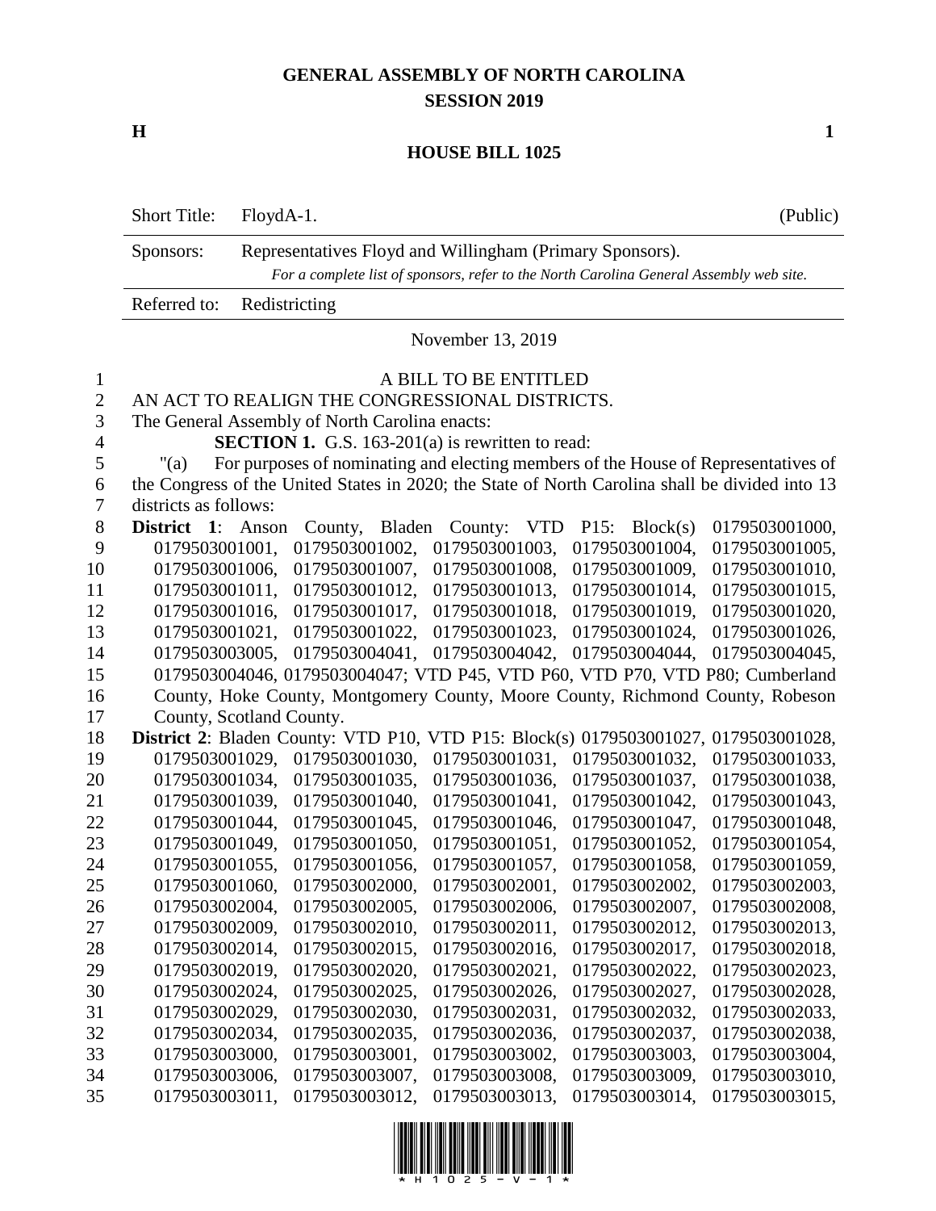# GENERAL ASSEMBLY OF NORTH CAROLINA
## SESSION 2019

**H** **1**

## HOUSE BILL 1025

| | | |
|---|---|---|
| Short Title: | FloydA-1. | (Public) |
| Sponsors: | Representatives Floyd and Willingham (Primary Sponsors). *For a complete list of sponsors, refer to the North Carolina General Assembly web site.* | |
| Referred to: | Redistricting | |

November 13, 2019

A BILL TO BE ENTITLED
AN ACT TO REALIGN THE CONGRESSIONAL DISTRICTS.
The General Assembly of North Carolina enacts:

**SECTION 1.** G.S. 163-201(a) is rewritten to read:

"(a) For purposes of nominating and electing members of the House of Representatives of the Congress of the United States in 2020; the State of North Carolina shall be divided into 13 districts as follows:

**District 1**: Anson County, Bladen County: VTD P15: Block(s) 0179503001000, 0179503001001, 0179503001002, 0179503001003, 0179503001004, 0179503001005, 0179503001006, 0179503001007, 0179503001008, 0179503001009, 0179503001010, 0179503001011, 0179503001012, 0179503001013, 0179503001014, 0179503001015, 0179503001016, 0179503001017, 0179503001018, 0179503001019, 0179503001020, 0179503001021, 0179503001022, 0179503001023, 0179503001024, 0179503001026, 0179503003005, 0179503004041, 0179503004042, 0179503004044, 0179503004045, 0179503004046, 0179503004047; VTD P45, VTD P60, VTD P70, VTD P80; Cumberland County, Hoke County, Montgomery County, Moore County, Richmond County, Robeson County, Scotland County.

**District 2**: Bladen County: VTD P10, VTD P15: Block(s) 0179503001027, 0179503001028, 0179503001029, 0179503001030, 0179503001031, 0179503001032, 0179503001033, 0179503001034, 0179503001035, 0179503001036, 0179503001037, 0179503001038, 0179503001039, 0179503001040, 0179503001041, 0179503001042, 0179503001043, 0179503001044, 0179503001045, 0179503001046, 0179503001047, 0179503001048, 0179503001049, 0179503001050, 0179503001051, 0179503001052, 0179503001054, 0179503001055, 0179503001056, 0179503001057, 0179503001058, 0179503001059, 0179503001060, 0179503002000, 0179503002001, 0179503002002, 0179503002003, 0179503002004, 0179503002005, 0179503002006, 0179503002007, 0179503002008, 0179503002009, 0179503002010, 0179503002011, 0179503002012, 0179503002013, 0179503002014, 0179503002015, 0179503002016, 0179503002017, 0179503002018, 0179503002019, 0179503002020, 0179503002021, 0179503002022, 0179503002023, 0179503002024, 0179503002025, 0179503002026, 0179503002027, 0179503002028, 0179503002029, 0179503002030, 0179503002031, 0179503002032, 0179503002033, 0179503002034, 0179503002035, 0179503002036, 0179503002037, 0179503002038, 0179503003000, 0179503003001, 0179503003002, 0179503003003, 0179503003004, 0179503003006, 0179503003007, 0179503003008, 0179503003009, 0179503003010, 0179503003011, 0179503003012, 0179503003013, 0179503003014, 0179503003015,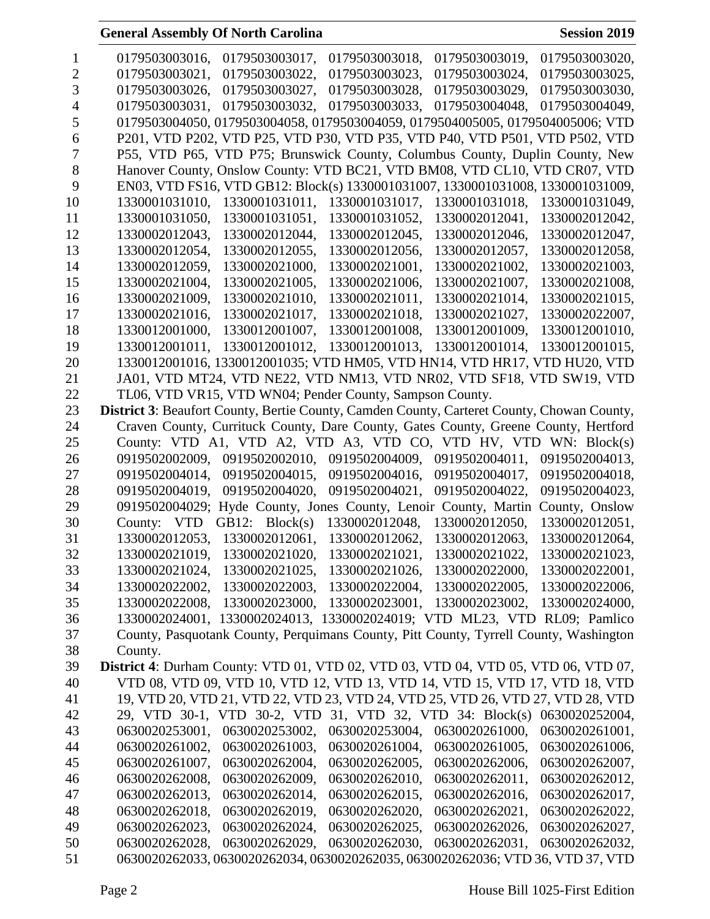0179503003016, 0179503003017, 0179503003018, 0179503003019, 0179503003020, 0179503003021, 0179503003022, 0179503003023, 0179503003024, 0179503003025, 0179503003026, 0179503003027, 0179503003028, 0179503003029, 0179503003030, 0179503003031, 0179503003032, 0179503003033, 0179503004048, 0179503004049, 0179503004050, 0179503004058, 0179503004059, 0179504005005, 0179504005006; VTD P201, VTD P202, VTD P25, VTD P30, VTD P35, VTD P40, VTD P501, VTD P502, VTD P55, VTD P65, VTD P75; Brunswick County, Columbus County, Duplin County, New Hanover County, Onslow County: VTD BC21, VTD BM08, VTD CL10, VTD CR07, VTD EN03, VTD FS16, VTD GB12: Block(s) 1330001031007, 1330001031008, 1330001031009, 1330001031010, 1330001031011, 1330001031017, 1330001031018, 1330001031049, 1330001031050, 1330001031051, 1330001031052, 1330002012041, 1330002012042, 1330002012043, 1330002012044, 1330002012045, 1330002012046, 1330002012047, 1330002012054, 1330002012055, 1330002012056, 1330002012057, 1330002012058, 1330002012059, 1330002021000, 1330002021001, 1330002021002, 1330002021003, 1330002021004, 1330002021005, 1330002021006, 1330002021007, 1330002021008, 1330002021009, 1330002021010, 1330002021011, 1330002021014, 1330002021015, 1330002021016, 1330002021017, 1330002021018, 1330002021027, 1330002022007, 1330012001000, 1330012001007, 1330012001008, 1330012001009, 1330012001010, 1330012001011, 1330012001012, 1330012001013, 1330012001014, 1330012001015, 1330012001016, 1330012001035; VTD HM05, VTD HN14, VTD HR17, VTD HU20, VTD JA01, VTD MT24, VTD NE22, VTD NM13, VTD NR02, VTD SF18, VTD SW19, VTD TL06, VTD VR15, VTD WN04; Pender County, Sampson County.

**District 3**: Beaufort County, Bertie County, Camden County, Carteret County, Chowan County, Craven County, Currituck County, Dare County, Gates County, Greene County, Hertford County: VTD A1, VTD A2, VTD A3, VTD CO, VTD HV, VTD WN: Block(s) 0919502002009, 0919502002010, 0919502004009, 0919502004011, 0919502004013, 0919502004014, 0919502004015, 0919502004016, 0919502004017, 0919502004018, 0919502004019, 0919502004020, 0919502004021, 0919502004022, 0919502004023, 0919502004029; Hyde County, Jones County, Lenoir County, Martin County, Onslow County: VTD GB12: Block(s) 1330002012048, 1330002012050, 1330002012051, 1330002012053, 1330002012061, 1330002012062, 1330002012063, 1330002012064, 1330002021019, 1330002021020, 1330002021021, 1330002021022, 1330002021023, 1330002021024, 1330002021025, 1330002021026, 1330002022000, 1330002022001, 1330002022002, 1330002022003, 1330002022004, 1330002022005, 1330002022006, 1330002022008, 1330002023000, 1330002023001, 1330002023002, 1330002024000, 1330002024001, 1330002024013, 1330002024019; VTD ML23, VTD RL09; Pamlico County, Pasquotank County, Perquimans County, Pitt County, Tyrrell County, Washington County.

**District 4**: Durham County: VTD 01, VTD 02, VTD 03, VTD 04, VTD 05, VTD 06, VTD 07, VTD 08, VTD 09, VTD 10, VTD 12, VTD 13, VTD 14, VTD 15, VTD 17, VTD 18, VTD 19, VTD 20, VTD 21, VTD 22, VTD 23, VTD 24, VTD 25, VTD 26, VTD 27, VTD 28, VTD 29, VTD 30-1, VTD 30-2, VTD 31, VTD 32, VTD 34: Block(s) 0630020252004, 0630020253001, 0630020253002, 0630020253004, 0630020261000, 0630020261001, 0630020261002, 0630020261003, 0630020261004, 0630020261005, 0630020261006, 0630020261007, 0630020262004, 0630020262005, 0630020262006, 0630020262007, 0630020262008, 0630020262009, 0630020262010, 0630020262011, 0630020262012, 0630020262013, 0630020262014, 0630020262015, 0630020262016, 0630020262017, 0630020262018, 0630020262019, 0630020262020, 0630020262021, 0630020262022, 0630020262023, 0630020262024, 0630020262025, 0630020262026, 0630020262027, 0630020262028, 0630020262029, 0630020262030, 0630020262031, 0630020262032, 0630020262033, 0630020262034, 0630020262035, 0630020262036; VTD 36, VTD 37, VTD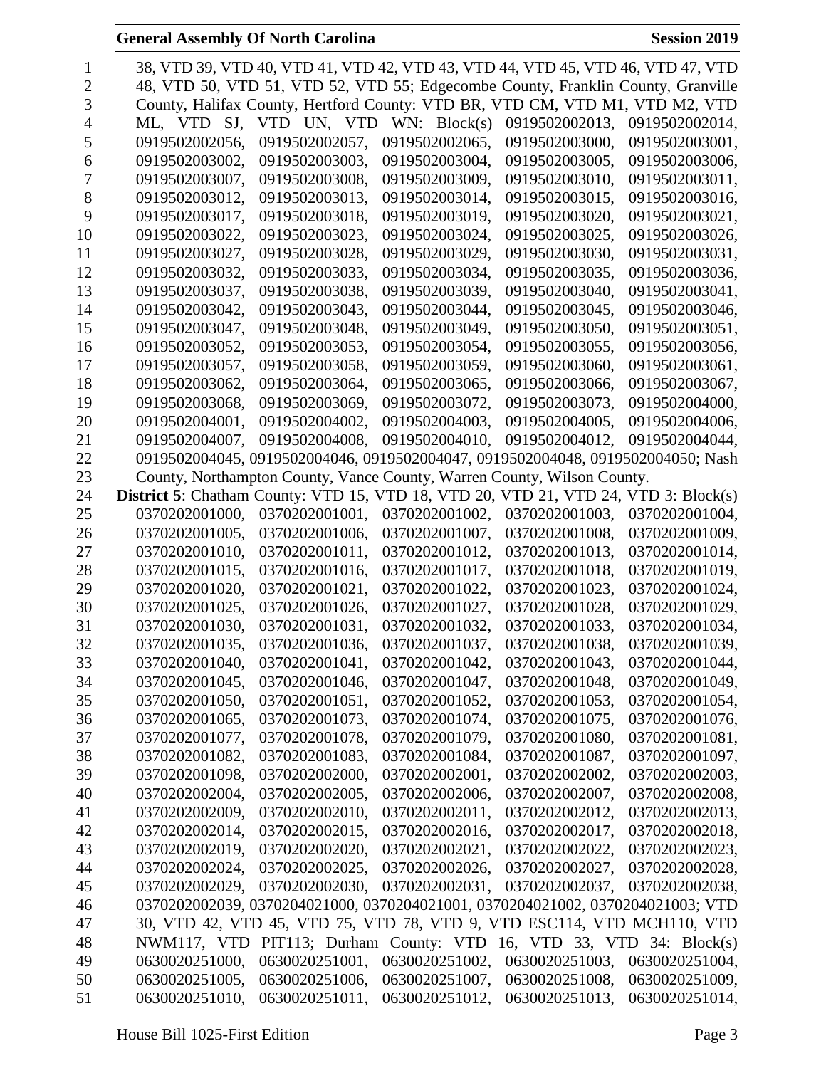38, VTD 39, VTD 40, VTD 41, VTD 42, VTD 43, VTD 44, VTD 45, VTD 46, VTD 47, VTD 48, VTD 50, VTD 51, VTD 52, VTD 55; Edgecombe County, Franklin County, Granville County, Halifax County, Hertford County: VTD BR, VTD CM, VTD M1, VTD M2, VTD ML, VTD SJ, VTD UN, VTD WN: Block(s) 0919502002013, 0919502002014, 0919502002056, 0919502002057, 0919502002065, 0919502003000, 0919502003001, 0919502003002, 0919502003003, 0919502003004, 0919502003005, 0919502003006, 0919502003007, 0919502003008, 0919502003009, 0919502003010, 0919502003011, 0919502003012, 0919502003013, 0919502003014, 0919502003015, 0919502003016, 0919502003017, 0919502003018, 0919502003019, 0919502003020, 0919502003021, 0919502003022, 0919502003023, 0919502003024, 0919502003025, 0919502003026, 0919502003027, 0919502003028, 0919502003029, 0919502003030, 0919502003031, 0919502003032, 0919502003033, 0919502003034, 0919502003035, 0919502003036, 0919502003037, 0919502003038, 0919502003039, 0919502003040, 0919502003041, 0919502003042, 0919502003043, 0919502003044, 0919502003045, 0919502003046, 0919502003047, 0919502003048, 0919502003049, 0919502003050, 0919502003051, 0919502003052, 0919502003053, 0919502003054, 0919502003055, 0919502003056, 0919502003057, 0919502003058, 0919502003059, 0919502003060, 0919502003061, 0919502003062, 0919502003064, 0919502003065, 0919502003066, 0919502003067, 0919502003068, 0919502003069, 0919502003072, 0919502003073, 0919502004000, 0919502004001, 0919502004002, 0919502004003, 0919502004005, 0919502004006, 0919502004007, 0919502004008, 0919502004010, 0919502004012, 0919502004044, 0919502004045, 0919502004046, 0919502004047, 0919502004048, 0919502004050; Nash County, Northampton County, Vance County, Warren County, Wilson County.

**District 5**: Chatham County: VTD 15, VTD 18, VTD 20, VTD 21, VTD 24, VTD 3: Block(s) 0370202001000, 0370202001001, 0370202001002, 0370202001003, 0370202001004, 0370202001005, 0370202001006, 0370202001007, 0370202001008, 0370202001009, 0370202001010, 0370202001011, 0370202001012, 0370202001013, 0370202001014, 0370202001015, 0370202001016, 0370202001017, 0370202001018, 0370202001019, 0370202001020, 0370202001021, 0370202001022, 0370202001023, 0370202001024, 0370202001025, 0370202001026, 0370202001027, 0370202001028, 0370202001029, 0370202001030, 0370202001031, 0370202001032, 0370202001033, 0370202001034, 0370202001035, 0370202001036, 0370202001037, 0370202001038, 0370202001039, 0370202001040, 0370202001041, 0370202001042, 0370202001043, 0370202001044, 0370202001045, 0370202001046, 0370202001047, 0370202001048, 0370202001049, 0370202001050, 0370202001051, 0370202001052, 0370202001053, 0370202001054, 0370202001065, 0370202001073, 0370202001074, 0370202001075, 0370202001076, 0370202001077, 0370202001078, 0370202001079, 0370202001080, 0370202001081, 0370202001082, 0370202001083, 0370202001084, 0370202001087, 0370202001097, 0370202001098, 0370202002000, 0370202002001, 0370202002002, 0370202002003, 0370202002004, 0370202002005, 0370202002006, 0370202002007, 0370202002008, 0370202002009, 0370202002010, 0370202002011, 0370202002012, 0370202002013, 0370202002014, 0370202002015, 0370202002016, 0370202002017, 0370202002018, 0370202002019, 0370202002020, 0370202002021, 0370202002022, 0370202002023, 0370202002024, 0370202002025, 0370202002026, 0370202002027, 0370202002028, 0370202002029, 0370202002030, 0370202002031, 0370202002037, 0370202002038, 0370202002039, 0370204021000, 0370204021001, 0370204021002, 0370204021003; VTD 30, VTD 42, VTD 45, VTD 75, VTD 78, VTD 9, VTD ESC114, VTD MCH110, VTD NWM117, VTD PIT113; Durham County: VTD 16, VTD 33, VTD 34: Block(s) 0630020251000, 0630020251001, 0630020251002, 0630020251003, 0630020251004, 0630020251005, 0630020251006, 0630020251007, 0630020251008, 0630020251009, 0630020251010, 0630020251011, 0630020251012, 0630020251013, 0630020251014,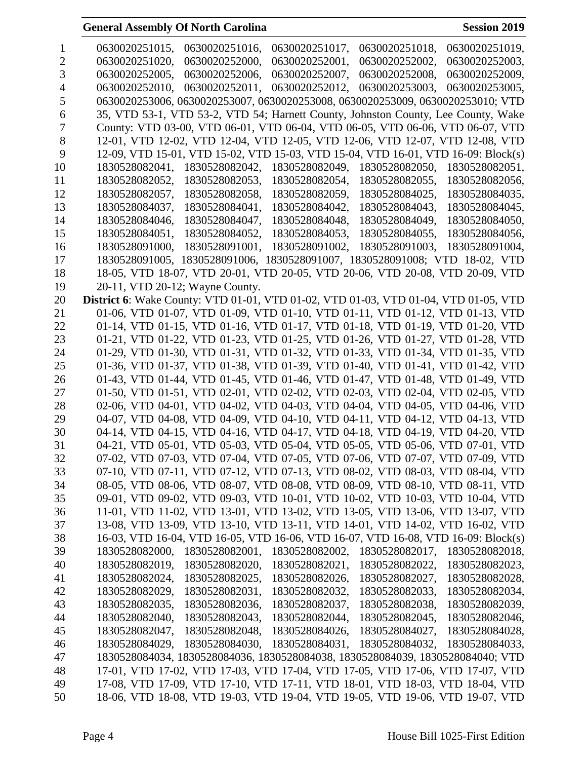0630020251015, 0630020251016, 0630020251017, 0630020251018, 0630020251019, 0630020251020, 0630020252000, 0630020252001, 0630020252002, 0630020252003, 0630020252005, 0630020252006, 0630020252007, 0630020252008, 0630020252009, 0630020252010, 0630020252011, 0630020252012, 0630020253003, 0630020253005, 0630020253006, 0630020253007, 0630020253008, 0630020253009, 0630020253010; VTD 35, VTD 53-1, VTD 53-2, VTD 54; Harnett County, Johnston County, Lee County, Wake County: VTD 03-00, VTD 06-01, VTD 06-04, VTD 06-05, VTD 06-06, VTD 06-07, VTD 12-01, VTD 12-02, VTD 12-04, VTD 12-05, VTD 12-06, VTD 12-07, VTD 12-08, VTD 12-09, VTD 15-01, VTD 15-02, VTD 15-03, VTD 15-04, VTD 16-01, VTD 16-09: Block(s) 1830528082041, 1830528082042, 1830528082049, 1830528082050, 1830528082051, 1830528082052, 1830528082053, 1830528082054, 1830528082055, 1830528082056, 1830528082057, 1830528082058, 1830528082059, 1830528084025, 1830528084035, 1830528084037, 1830528084041, 1830528084042, 1830528084043, 1830528084045, 1830528084046, 1830528084047, 1830528084048, 1830528084049, 1830528084050, 1830528084051, 1830528084052, 1830528084053, 1830528084055, 1830528084056, 1830528091000, 1830528091001, 1830528091002, 1830528091003, 1830528091004, 1830528091005, 1830528091006, 1830528091007, 1830528091008; VTD 18-02, VTD 18-05, VTD 18-07, VTD 20-01, VTD 20-05, VTD 20-06, VTD 20-08, VTD 20-09, VTD 20-11, VTD 20-12; Wayne County.

**District 6**: Wake County: VTD 01-01, VTD 01-02, VTD 01-03, VTD 01-04, VTD 01-05, VTD 01-06, VTD 01-07, VTD 01-09, VTD 01-10, VTD 01-11, VTD 01-12, VTD 01-13, VTD 01-14, VTD 01-15, VTD 01-16, VTD 01-17, VTD 01-18, VTD 01-19, VTD 01-20, VTD 01-21, VTD 01-22, VTD 01-23, VTD 01-25, VTD 01-26, VTD 01-27, VTD 01-28, VTD 01-29, VTD 01-30, VTD 01-31, VTD 01-32, VTD 01-33, VTD 01-34, VTD 01-35, VTD 01-36, VTD 01-37, VTD 01-38, VTD 01-39, VTD 01-40, VTD 01-41, VTD 01-42, VTD 01-43, VTD 01-44, VTD 01-45, VTD 01-46, VTD 01-47, VTD 01-48, VTD 01-49, VTD 01-50, VTD 01-51, VTD 02-01, VTD 02-02, VTD 02-03, VTD 02-04, VTD 02-05, VTD 02-06, VTD 04-01, VTD 04-02, VTD 04-03, VTD 04-04, VTD 04-05, VTD 04-06, VTD 04-07, VTD 04-08, VTD 04-09, VTD 04-10, VTD 04-11, VTD 04-12, VTD 04-13, VTD 04-14, VTD 04-15, VTD 04-16, VTD 04-17, VTD 04-18, VTD 04-19, VTD 04-20, VTD 04-21, VTD 05-01, VTD 05-03, VTD 05-04, VTD 05-05, VTD 05-06, VTD 07-01, VTD 07-02, VTD 07-03, VTD 07-04, VTD 07-05, VTD 07-06, VTD 07-07, VTD 07-09, VTD 07-10, VTD 07-11, VTD 07-12, VTD 07-13, VTD 08-02, VTD 08-03, VTD 08-04, VTD 08-05, VTD 08-06, VTD 08-07, VTD 08-08, VTD 08-09, VTD 08-10, VTD 08-11, VTD 09-01, VTD 09-02, VTD 09-03, VTD 10-01, VTD 10-02, VTD 10-03, VTD 10-04, VTD 11-01, VTD 11-02, VTD 13-01, VTD 13-02, VTD 13-05, VTD 13-06, VTD 13-07, VTD 13-08, VTD 13-09, VTD 13-10, VTD 13-11, VTD 14-01, VTD 14-02, VTD 16-02, VTD 16-03, VTD 16-04, VTD 16-05, VTD 16-06, VTD 16-07, VTD 16-08, VTD 16-09: Block(s) 1830528082000, 1830528082001, 1830528082002, 1830528082017, 1830528082018, 1830528082019, 1830528082020, 1830528082021, 1830528082022, 1830528082023, 1830528082024, 1830528082025, 1830528082026, 1830528082027, 1830528082028, 1830528082029, 1830528082031, 1830528082032, 1830528082033, 1830528082034, 1830528082035, 1830528082036, 1830528082037, 1830528082038, 1830528082039, 1830528082040, 1830528082043, 1830528082044, 1830528082045, 1830528082046, 1830528082047, 1830528082048, 1830528084026, 1830528084027, 1830528084028, 1830528084029, 1830528084030, 1830528084031, 1830528084032, 1830528084033, 1830528084034, 1830528084036, 1830528084038, 1830528084039, 1830528084040; VTD 17-01, VTD 17-02, VTD 17-03, VTD 17-04, VTD 17-05, VTD 17-06, VTD 17-07, VTD 17-08, VTD 17-09, VTD 17-10, VTD 17-11, VTD 18-01, VTD 18-03, VTD 18-04, VTD 18-06, VTD 18-08, VTD 19-03, VTD 19-04, VTD 19-05, VTD 19-06, VTD 19-07, VTD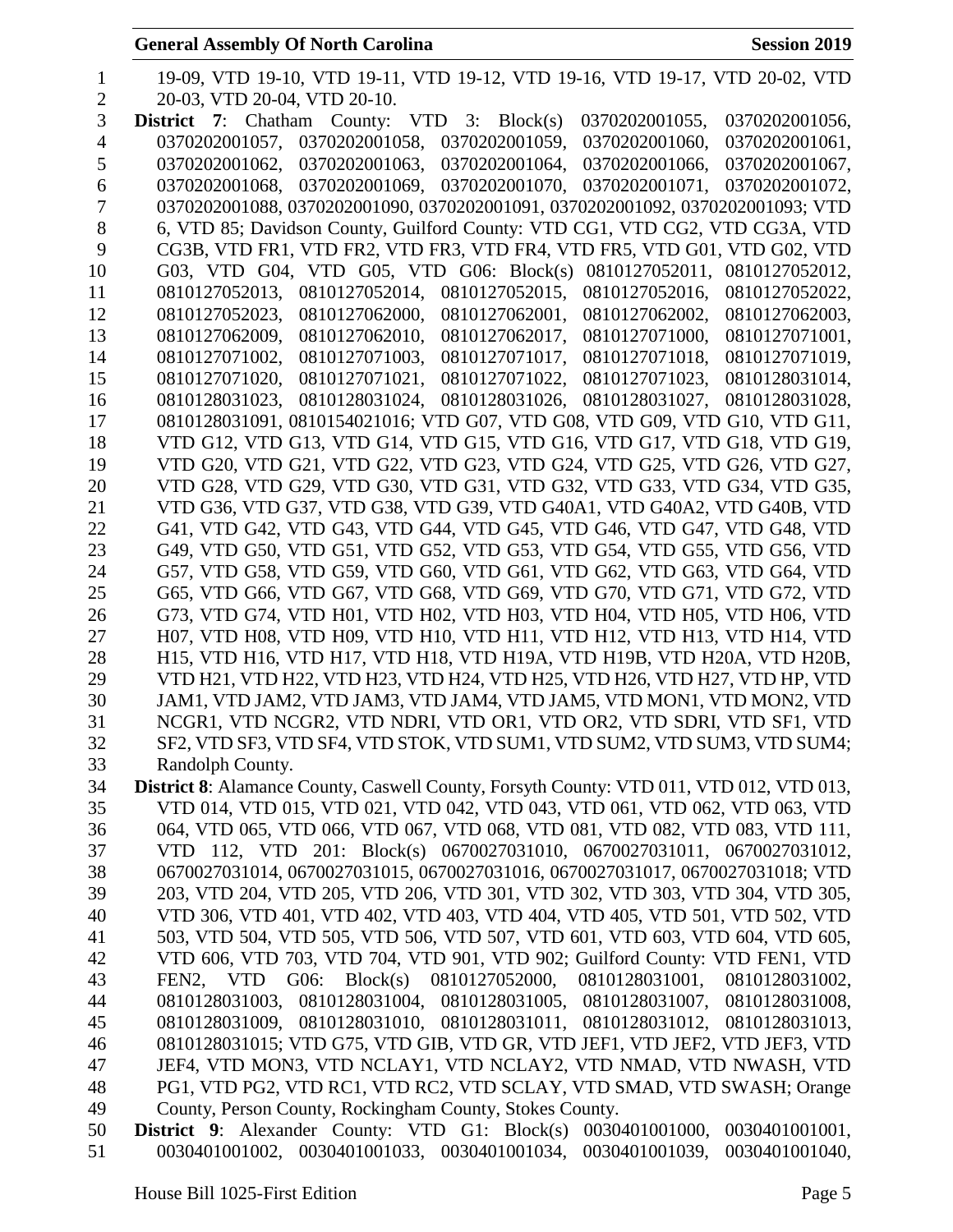19-09, VTD 19-10, VTD 19-11, VTD 19-12, VTD 19-16, VTD 19-17, VTD 20-02, VTD 20-03, VTD 20-04, VTD 20-10.

**District 7**: Chatham County: VTD 3: Block(s) 0370202001055, 0370202001056, 0370202001057, 0370202001058, 0370202001059, 0370202001060, 0370202001061, 0370202001062, 0370202001063, 0370202001064, 0370202001066, 0370202001067, 0370202001068, 0370202001069, 0370202001070, 0370202001071, 0370202001072, 0370202001088, 0370202001090, 0370202001091, 0370202001092, 0370202001093; VTD 6, VTD 85; Davidson County, Guilford County: VTD CG1, VTD CG2, VTD CG3A, VTD CG3B, VTD FR1, VTD FR2, VTD FR3, VTD FR4, VTD FR5, VTD G01, VTD G02, VTD G03, VTD G04, VTD G05, VTD G06: Block(s) 0810127052011, 0810127052012, 0810127052013, 0810127052014, 0810127052015, 0810127052016, 0810127052022, 0810127052023, 0810127062000, 0810127062001, 0810127062002, 0810127062003, 0810127062009, 0810127062010, 0810127062017, 0810127071000, 0810127071001, 0810127071002, 0810127071003, 0810127071017, 0810127071018, 0810127071019, 0810127071020, 0810127071021, 0810127071022, 0810127071023, 0810128031014, 0810128031023, 0810128031024, 0810128031026, 0810128031027, 0810128031028, 0810128031091, 0810154021016; VTD G07, VTD G08, VTD G09, VTD G10, VTD G11, VTD G12, VTD G13, VTD G14, VTD G15, VTD G16, VTD G17, VTD G18, VTD G19, VTD G20, VTD G21, VTD G22, VTD G23, VTD G24, VTD G25, VTD G26, VTD G27, VTD G28, VTD G29, VTD G30, VTD G31, VTD G32, VTD G33, VTD G34, VTD G35, VTD G36, VTD G37, VTD G38, VTD G39, VTD G40A1, VTD G40A2, VTD G40B, VTD G41, VTD G42, VTD G43, VTD G44, VTD G45, VTD G46, VTD G47, VTD G48, VTD G49, VTD G50, VTD G51, VTD G52, VTD G53, VTD G54, VTD G55, VTD G56, VTD G57, VTD G58, VTD G59, VTD G60, VTD G61, VTD G62, VTD G63, VTD G64, VTD G65, VTD G66, VTD G67, VTD G68, VTD G69, VTD G70, VTD G71, VTD G72, VTD G73, VTD G74, VTD H01, VTD H02, VTD H03, VTD H04, VTD H05, VTD H06, VTD H07, VTD H08, VTD H09, VTD H10, VTD H11, VTD H12, VTD H13, VTD H14, VTD H15, VTD H16, VTD H17, VTD H18, VTD H19A, VTD H19B, VTD H20A, VTD H20B, VTD H21, VTD H22, VTD H23, VTD H24, VTD H25, VTD H26, VTD H27, VTD HP, VTD JAM1, VTD JAM2, VTD JAM3, VTD JAM4, VTD JAM5, VTD MON1, VTD MON2, VTD NCGR1, VTD NCGR2, VTD NDRI, VTD OR1, VTD OR2, VTD SDRI, VTD SF1, VTD SF2, VTD SF3, VTD SF4, VTD STOK, VTD SUM1, VTD SUM2, VTD SUM3, VTD SUM4; Randolph County.

**District 8**: Alamance County, Caswell County, Forsyth County: VTD 011, VTD 012, VTD 013, VTD 014, VTD 015, VTD 021, VTD 042, VTD 043, VTD 061, VTD 062, VTD 063, VTD 064, VTD 065, VTD 066, VTD 067, VTD 068, VTD 081, VTD 082, VTD 083, VTD 111, VTD 112, VTD 201: Block(s) 0670027031010, 0670027031011, 0670027031012, 0670027031014, 0670027031015, 0670027031016, 0670027031017, 0670027031018; VTD 203, VTD 204, VTD 205, VTD 206, VTD 301, VTD 302, VTD 303, VTD 304, VTD 305, VTD 306, VTD 401, VTD 402, VTD 403, VTD 404, VTD 405, VTD 501, VTD 502, VTD 503, VTD 504, VTD 505, VTD 506, VTD 507, VTD 601, VTD 603, VTD 604, VTD 605, VTD 606, VTD 703, VTD 704, VTD 901, VTD 902; Guilford County: VTD FEN1, VTD FEN2, VTD G06: Block(s) 0810127052000, 0810128031001, 0810128031002, 0810128031003, 0810128031004, 0810128031005, 0810128031007, 0810128031008, 0810128031009, 0810128031010, 0810128031011, 0810128031012, 0810128031013, 0810128031015; VTD G75, VTD GIB, VTD GR, VTD JEF1, VTD JEF2, VTD JEF3, VTD JEF4, VTD MON3, VTD NCLAY1, VTD NCLAY2, VTD NMAD, VTD NWASH, VTD PG1, VTD PG2, VTD RC1, VTD RC2, VTD SCLAY, VTD SMAD, VTD SWASH; Orange County, Person County, Rockingham County, Stokes County.

**District 9**: Alexander County: VTD G1: Block(s) 0030401001000, 0030401001001, 0030401001002, 0030401001033, 0030401001034, 0030401001039, 0030401001040,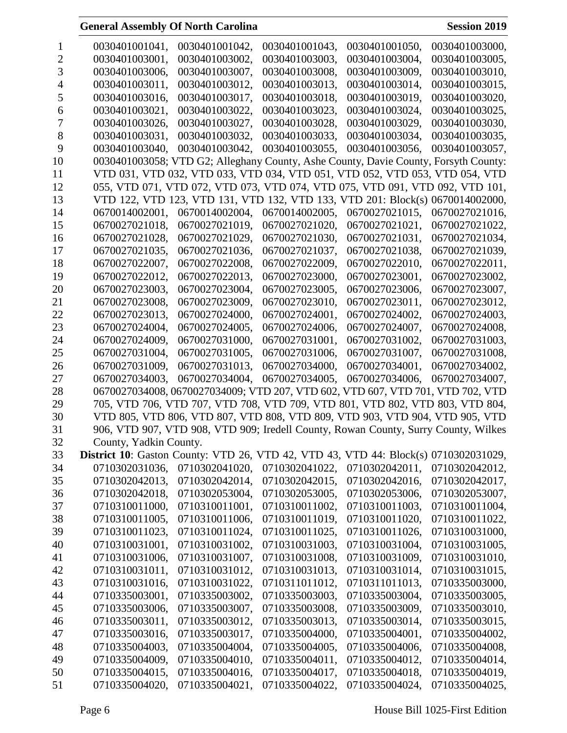0030401001041, 0030401001042, 0030401001043, 0030401001050, 0030401003000, 0030401003001, 0030401003002, 0030401003003, 0030401003004, 0030401003005, 0030401003006, 0030401003007, 0030401003008, 0030401003009, 0030401003010, 0030401003011, 0030401003012, 0030401003013, 0030401003014, 0030401003015, 0030401003016, 0030401003017, 0030401003018, 0030401003019, 0030401003020, 0030401003021, 0030401003022, 0030401003023, 0030401003024, 0030401003025, 0030401003026, 0030401003027, 0030401003028, 0030401003029, 0030401003030, 0030401003031, 0030401003032, 0030401003033, 0030401003034, 0030401003035, 0030401003040, 0030401003042, 0030401003055, 0030401003056, 0030401003057, 0030401003058; VTD G2; Alleghany County, Ashe County, Davie County, Forsyth County: VTD 031, VTD 032, VTD 033, VTD 034, VTD 051, VTD 052, VTD 053, VTD 054, VTD 055, VTD 071, VTD 072, VTD 073, VTD 074, VTD 075, VTD 091, VTD 092, VTD 101, VTD 122, VTD 123, VTD 131, VTD 132, VTD 133, VTD 201: Block(s) 0670014002000, 0670014002001, 0670014002004, 0670014002005, 0670027021015, 0670027021016, 0670027021018, 0670027021019, 0670027021020, 0670027021021, 0670027021022, 0670027021028, 0670027021029, 0670027021030, 0670027021031, 0670027021034, 0670027021035, 0670027021036, 0670027021037, 0670027021038, 0670027021039, 0670027022007, 0670027022008, 0670027022009, 0670027022010, 0670027022011, 0670027022012, 0670027022013, 0670027023000, 0670027023001, 0670027023002, 0670027023003, 0670027023004, 0670027023005, 0670027023006, 0670027023007, 0670027023008, 0670027023009, 0670027023010, 0670027023011, 0670027023012, 0670027023013, 0670027024000, 0670027024001, 0670027024002, 0670027024003, 0670027024004, 0670027024005, 0670027024006, 0670027024007, 0670027024008, 0670027024009, 0670027031000, 0670027031001, 0670027031002, 0670027031003, 0670027031004, 0670027031005, 0670027031006, 0670027031007, 0670027031008, 0670027031009, 0670027031013, 0670027034000, 0670027034001, 0670027034002, 0670027034003, 0670027034004, 0670027034005, 0670027034006, 0670027034007, 0670027034008, 0670027034009; VTD 207, VTD 602, VTD 607, VTD 701, VTD 702, VTD 705, VTD 706, VTD 707, VTD 708, VTD 709, VTD 801, VTD 802, VTD 803, VTD 804, VTD 805, VTD 806, VTD 807, VTD 808, VTD 809, VTD 903, VTD 904, VTD 905, VTD 906, VTD 907, VTD 908, VTD 909; Iredell County, Rowan County, Surry County, Wilkes County, Yadkin County.

**District 10**: Gaston County: VTD 26, VTD 42, VTD 43, VTD 44: Block(s) 0710302031029, 0710302031036, 0710302041020, 0710302041022, 0710302042011, 0710302042012, 0710302042013, 0710302042014, 0710302042015, 0710302042016, 0710302042017, 0710302042018, 0710302053004, 0710302053005, 0710302053006, 0710302053007, 0710310011000, 0710310011001, 0710310011002, 0710310011003, 0710310011004, 0710310011005, 0710310011006, 0710310011019, 0710310011020, 0710310011022, 0710310011023, 0710310011024, 0710310011025, 0710310011026, 0710310031000, 0710310031001, 0710310031002, 0710310031003, 0710310031004, 0710310031005, 0710310031006, 0710310031007, 0710310031008, 0710310031009, 0710310031010, 0710310031011, 0710310031012, 0710310031013, 0710310031014, 0710310031015, 0710310031016, 0710310031022, 0710311011012, 0710311011013, 0710335003000, 0710335003001, 0710335003002, 0710335003003, 0710335003004, 0710335003005, 0710335003006, 0710335003007, 0710335003008, 0710335003009, 0710335003010, 0710335003011, 0710335003012, 0710335003013, 0710335003014, 0710335003015, 0710335003016, 0710335003017, 0710335004000, 0710335004001, 0710335004002, 0710335004003, 0710335004004, 0710335004005, 0710335004006, 0710335004008, 0710335004009, 0710335004010, 0710335004011, 0710335004012, 0710335004014, 0710335004015, 0710335004016, 0710335004017, 0710335004018, 0710335004019, 0710335004020, 0710335004021, 0710335004022, 0710335004024, 0710335004025,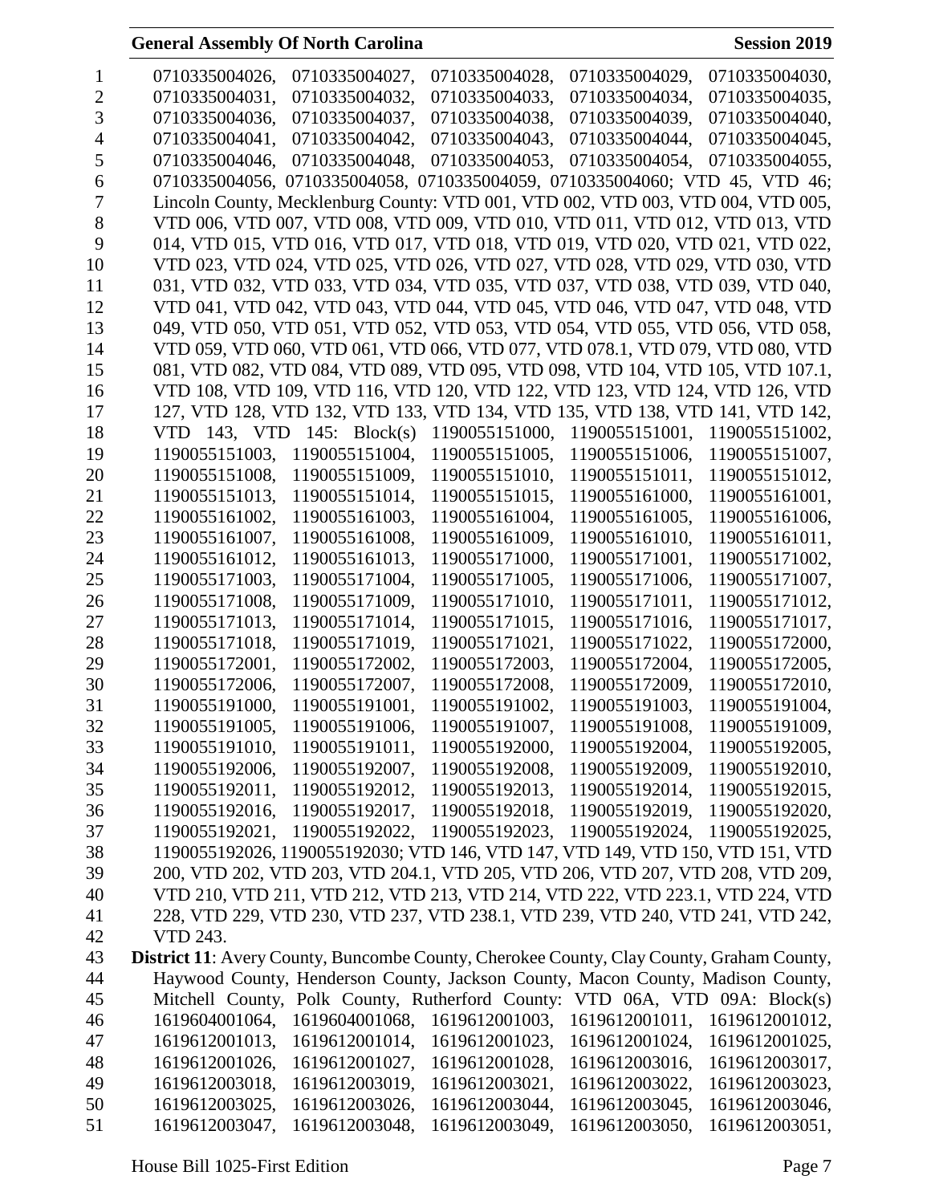0710335004026, 0710335004027, 0710335004028, 0710335004029, 0710335004030, 0710335004031, 0710335004032, 0710335004033, 0710335004034, 0710335004035, 0710335004036, 0710335004037, 0710335004038, 0710335004039, 0710335004040, 0710335004041, 0710335004042, 0710335004043, 0710335004044, 0710335004045, 0710335004046, 0710335004048, 0710335004053, 0710335004054, 0710335004055, 0710335004056, 0710335004058, 0710335004059, 0710335004060; VTD 45, VTD 46; Lincoln County, Mecklenburg County: VTD 001, VTD 002, VTD 003, VTD 004, VTD 005, VTD 006, VTD 007, VTD 008, VTD 009, VTD 010, VTD 011, VTD 012, VTD 013, VTD 014, VTD 015, VTD 016, VTD 017, VTD 018, VTD 019, VTD 020, VTD 021, VTD 022, VTD 023, VTD 024, VTD 025, VTD 026, VTD 027, VTD 028, VTD 029, VTD 030, VTD 031, VTD 032, VTD 033, VTD 034, VTD 035, VTD 037, VTD 038, VTD 039, VTD 040, VTD 041, VTD 042, VTD 043, VTD 044, VTD 045, VTD 046, VTD 047, VTD 048, VTD 049, VTD 050, VTD 051, VTD 052, VTD 053, VTD 054, VTD 055, VTD 056, VTD 058, VTD 059, VTD 060, VTD 061, VTD 066, VTD 077, VTD 078.1, VTD 079, VTD 080, VTD 081, VTD 082, VTD 084, VTD 089, VTD 095, VTD 098, VTD 104, VTD 105, VTD 107.1, VTD 108, VTD 109, VTD 116, VTD 120, VTD 122, VTD 123, VTD 124, VTD 126, VTD 127, VTD 128, VTD 132, VTD 133, VTD 134, VTD 135, VTD 138, VTD 141, VTD 142, VTD 143, VTD 145: Block(s) 1190055151000, 1190055151001, 1190055151002, 1190055151003, 1190055151004, 1190055151005, 1190055151006, 1190055151007, 1190055151008, 1190055151009, 1190055151010, 1190055151011, 1190055151012, 1190055151013, 1190055151014, 1190055151015, 1190055161000, 1190055161001, 1190055161002, 1190055161003, 1190055161004, 1190055161005, 1190055161006, 1190055161007, 1190055161008, 1190055161009, 1190055161010, 1190055161011, 1190055161012, 1190055161013, 1190055171000, 1190055171001, 1190055171002, 1190055171003, 1190055171004, 1190055171005, 1190055171006, 1190055171007, 1190055171008, 1190055171009, 1190055171010, 1190055171011, 1190055171012, 1190055171013, 1190055171014, 1190055171015, 1190055171016, 1190055171017, 1190055171018, 1190055171019, 1190055171021, 1190055171022, 1190055172000, 1190055172001, 1190055172002, 1190055172003, 1190055172004, 1190055172005, 1190055172006, 1190055172007, 1190055172008, 1190055172009, 1190055172010, 1190055191000, 1190055191001, 1190055191002, 1190055191003, 1190055191004, 1190055191005, 1190055191006, 1190055191007, 1190055191008, 1190055191009, 1190055191010, 1190055191011, 1190055192000, 1190055192004, 1190055192005, 1190055192006, 1190055192007, 1190055192008, 1190055192009, 1190055192010, 1190055192011, 1190055192012, 1190055192013, 1190055192014, 1190055192015, 1190055192016, 1190055192017, 1190055192018, 1190055192019, 1190055192020, 1190055192021, 1190055192022, 1190055192023, 1190055192024, 1190055192025, 1190055192026, 1190055192030; VTD 146, VTD 147, VTD 149, VTD 150, VTD 151, VTD 200, VTD 202, VTD 203, VTD 204.1, VTD 205, VTD 206, VTD 207, VTD 208, VTD 209, VTD 210, VTD 211, VTD 212, VTD 213, VTD 214, VTD 222, VTD 223.1, VTD 224, VTD 228, VTD 229, VTD 230, VTD 237, VTD 238.1, VTD 239, VTD 240, VTD 241, VTD 242, VTD 243.

**District 11**: Avery County, Buncombe County, Cherokee County, Clay County, Graham County, Haywood County, Henderson County, Jackson County, Macon County, Madison County, Mitchell County, Polk County, Rutherford County: VTD 06A, VTD 09A: Block(s) 1619604001064, 1619604001068, 1619612001003, 1619612001011, 1619612001012, 1619612001013, 1619612001014, 1619612001023, 1619612001024, 1619612001025, 1619612001026, 1619612001027, 1619612001028, 1619612003016, 1619612003017, 1619612003018, 1619612003019, 1619612003021, 1619612003022, 1619612003023, 1619612003025, 1619612003026, 1619612003044, 1619612003045, 1619612003046, 1619612003047, 1619612003048, 1619612003049, 1619612003050, 1619612003051,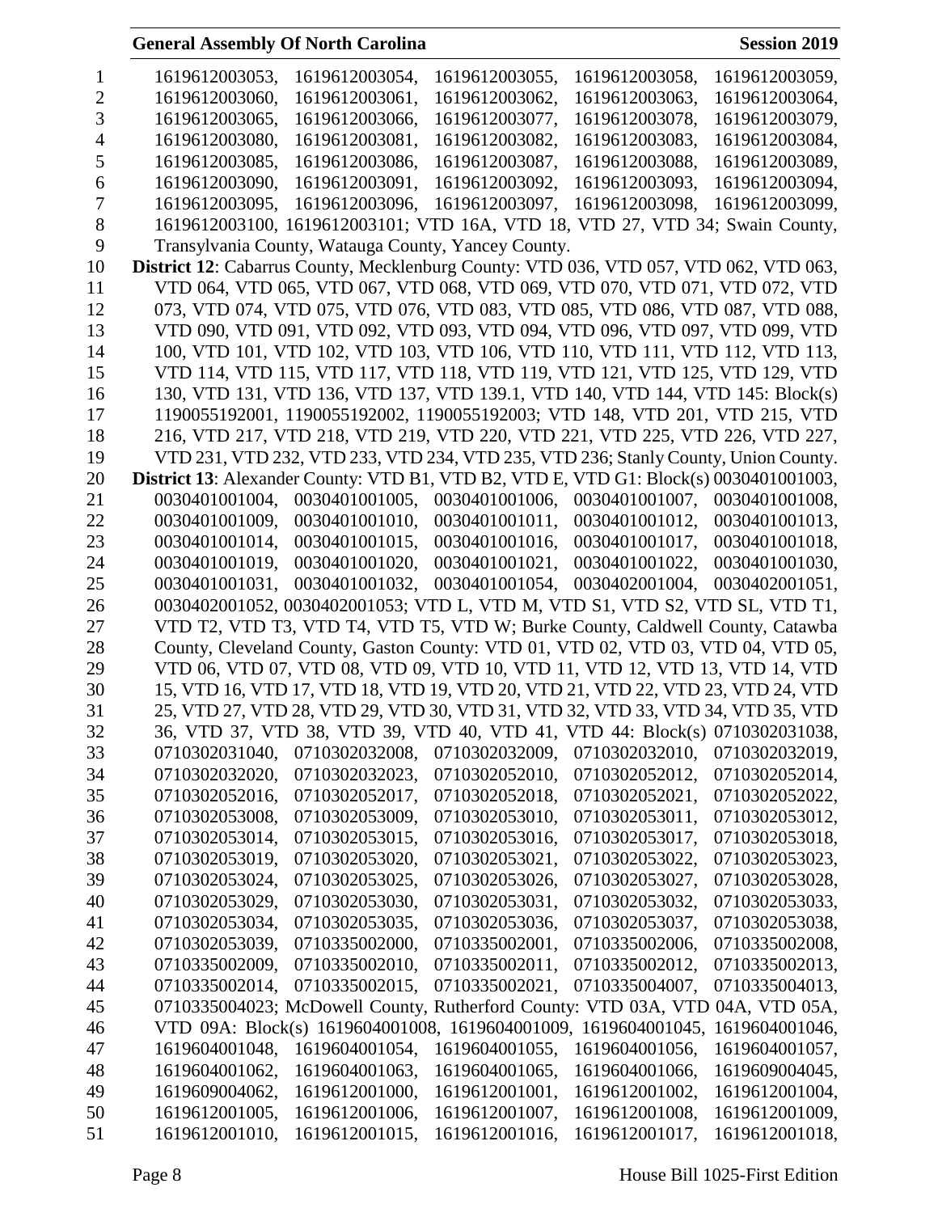1619612003053, 1619612003054, 1619612003055, 1619612003058, 1619612003059, 1619612003060, 1619612003061, 1619612003062, 1619612003063, 1619612003064, 1619612003065, 1619612003066, 1619612003077, 1619612003078, 1619612003079, 1619612003080, 1619612003081, 1619612003082, 1619612003083, 1619612003084, 1619612003085, 1619612003086, 1619612003087, 1619612003088, 1619612003089, 1619612003090, 1619612003091, 1619612003092, 1619612003093, 1619612003094, 1619612003095, 1619612003096, 1619612003097, 1619612003098, 1619612003099, 1619612003100, 1619612003101; VTD 16A, VTD 18, VTD 27, VTD 34; Swain County, Transylvania County, Watauga County, Yancey County.

**District 12**: Cabarrus County, Mecklenburg County: VTD 036, VTD 057, VTD 062, VTD 063, VTD 064, VTD 065, VTD 067, VTD 068, VTD 069, VTD 070, VTD 071, VTD 072, VTD 073, VTD 074, VTD 075, VTD 076, VTD 083, VTD 085, VTD 086, VTD 087, VTD 088, VTD 090, VTD 091, VTD 092, VTD 093, VTD 094, VTD 096, VTD 097, VTD 099, VTD 100, VTD 101, VTD 102, VTD 103, VTD 106, VTD 110, VTD 111, VTD 112, VTD 113, VTD 114, VTD 115, VTD 117, VTD 118, VTD 119, VTD 121, VTD 125, VTD 129, VTD 130, VTD 131, VTD 136, VTD 137, VTD 139.1, VTD 140, VTD 144, VTD 145: Block(s) 1190055192001, 1190055192002, 1190055192003; VTD 148, VTD 201, VTD 215, VTD 216, VTD 217, VTD 218, VTD 219, VTD 220, VTD 221, VTD 225, VTD 226, VTD 227, VTD 231, VTD 232, VTD 233, VTD 234, VTD 235, VTD 236; Stanly County, Union County.

**District 13**: Alexander County: VTD B1, VTD B2, VTD E, VTD G1: Block(s) 0030401001003, 0030401001004, 0030401001005, 0030401001006, 0030401001007, 0030401001008, 0030401001009, 0030401001010, 0030401001011, 0030401001012, 0030401001013, 0030401001014, 0030401001015, 0030401001016, 0030401001017, 0030401001018, 0030401001019, 0030401001020, 0030401001021, 0030401001022, 0030401001030, 0030401001031, 0030401001032, 0030401001054, 0030402001004, 0030402001051, 0030402001052, 0030402001053; VTD L, VTD M, VTD S1, VTD S2, VTD SL, VTD T1, VTD T2, VTD T3, VTD T4, VTD T5, VTD W; Burke County, Caldwell County, Catawba County, Cleveland County, Gaston County: VTD 01, VTD 02, VTD 03, VTD 04, VTD 05, VTD 06, VTD 07, VTD 08, VTD 09, VTD 10, VTD 11, VTD 12, VTD 13, VTD 14, VTD 15, VTD 16, VTD 17, VTD 18, VTD 19, VTD 20, VTD 21, VTD 22, VTD 23, VTD 24, VTD 25, VTD 27, VTD 28, VTD 29, VTD 30, VTD 31, VTD 32, VTD 33, VTD 34, VTD 35, VTD 36, VTD 37, VTD 38, VTD 39, VTD 40, VTD 41, VTD 44: Block(s) 0710302031038, 0710302031040, 0710302032008, 0710302032009, 0710302032010, 0710302032019, 0710302032020, 0710302032023, 0710302052010, 0710302052012, 0710302052014, 0710302052016, 0710302052017, 0710302052018, 0710302052021, 0710302052022, 0710302053008, 0710302053009, 0710302053010, 0710302053011, 0710302053012, 0710302053014, 0710302053015, 0710302053016, 0710302053017, 0710302053018, 0710302053019, 0710302053020, 0710302053021, 0710302053022, 0710302053023, 0710302053024, 0710302053025, 0710302053026, 0710302053027, 0710302053028, 0710302053029, 0710302053030, 0710302053031, 0710302053032, 0710302053033, 0710302053034, 0710302053035, 0710302053036, 0710302053037, 0710302053038, 0710302053039, 0710335002000, 0710335002001, 0710335002006, 0710335002008, 0710335002009, 0710335002010, 0710335002011, 0710335002012, 0710335002013, 0710335002014, 0710335002015, 0710335002021, 0710335004007, 0710335004013, 0710335004023; McDowell County, Rutherford County: VTD 03A, VTD 04A, VTD 05A, VTD 09A: Block(s) 1619604001008, 1619604001009, 1619604001045, 1619604001046, 1619604001048, 1619604001054, 1619604001055, 1619604001056, 1619604001057, 1619604001062, 1619604001063, 1619604001065, 1619604001066, 1619609004045, 1619609004062, 1619612001000, 1619612001001, 1619612001002, 1619612001004, 1619612001005, 1619612001006, 1619612001007, 1619612001008, 1619612001009, 1619612001010, 1619612001015, 1619612001016, 1619612001017, 1619612001018,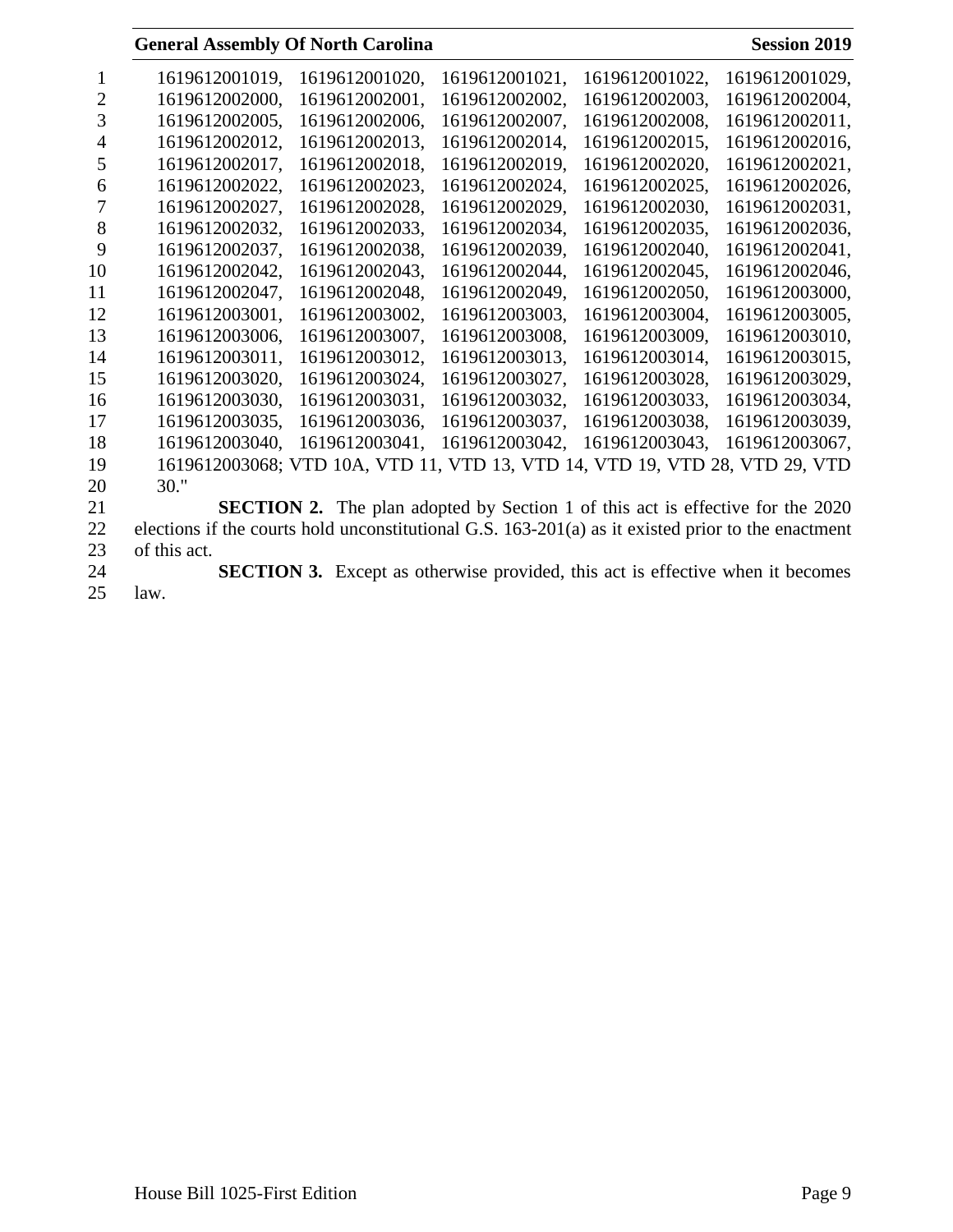1619612001019, 1619612001020, 1619612001021, 1619612001022, 1619612001029, 1619612002000, 1619612002001, 1619612002002, 1619612002003, 1619612002004, 1619612002005, 1619612002006, 1619612002007, 1619612002008, 1619612002011, 1619612002012, 1619612002013, 1619612002014, 1619612002015, 1619612002016, 1619612002017, 1619612002018, 1619612002019, 1619612002020, 1619612002021, 1619612002022, 1619612002023, 1619612002024, 1619612002025, 1619612002026, 1619612002027, 1619612002028, 1619612002029, 1619612002030, 1619612002031, 1619612002032, 1619612002033, 1619612002034, 1619612002035, 1619612002036, 1619612002037, 1619612002038, 1619612002039, 1619612002040, 1619612002041, 1619612002042, 1619612002043, 1619612002044, 1619612002045, 1619612002046, 1619612002047, 1619612002048, 1619612002049, 1619612002050, 1619612003000, 1619612003001, 1619612003002, 1619612003003, 1619612003004, 1619612003005, 1619612003006, 1619612003007, 1619612003008, 1619612003009, 1619612003010, 1619612003011, 1619612003012, 1619612003013, 1619612003014, 1619612003015, 1619612003020, 1619612003024, 1619612003027, 1619612003028, 1619612003029, 1619612003030, 1619612003031, 1619612003032, 1619612003033, 1619612003034, 1619612003035, 1619612003036, 1619612003037, 1619612003038, 1619612003039, 1619612003040, 1619612003041, 1619612003042, 1619612003043, 1619612003067, 1619612003068; VTD 10A, VTD 11, VTD 13, VTD 14, VTD 19, VTD 28, VTD 29, VTD 30."

**SECTION 2.** The plan adopted by Section 1 of this act is effective for the 2020 elections if the courts hold unconstitutional G.S. 163-201(a) as it existed prior to the enactment of this act.

**SECTION 3.** Except as otherwise provided, this act is effective when it becomes law.